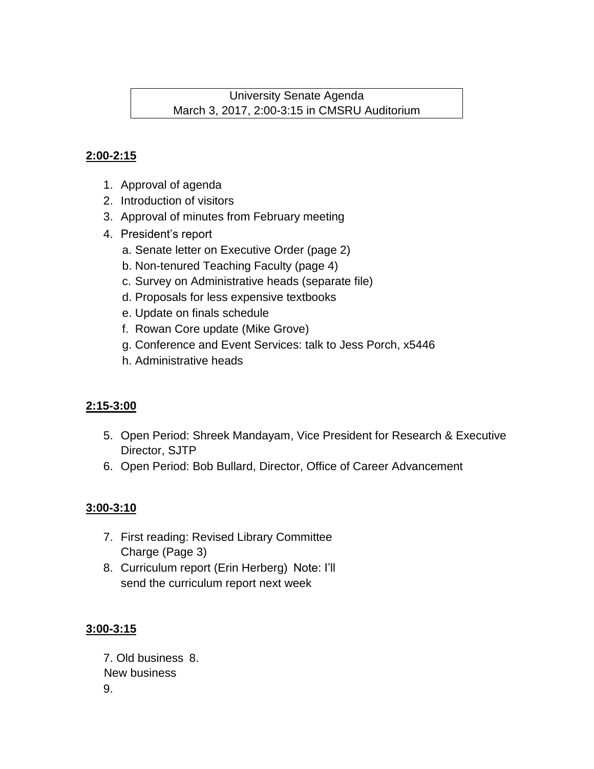University Senate Agenda
March 3, 2017, 2:00-3:15 in CMSRU Auditorium

**2:00-2:15**

1. Approval of agenda
2. Introduction of visitors
3. Approval of minutes from February meeting
4. President's report
   a. Senate letter on Executive Order (page 2)
   b. Non-tenured Teaching Faculty (page 4)
   c. Survey on Administrative heads (separate file)
   d. Proposals for less expensive textbooks
   e. Update on finals schedule
   f. Rowan Core update (Mike Grove)
   g. Conference and Event Services: talk to Jess Porch, x5446
   h. Administrative heads

**2:15-3:00**

5. Open Period: Shreek Mandayam, Vice President for Research & Executive Director, SJTP
6. Open Period: Bob Bullard, Director, Office of Career Advancement

**3:00-3:10**

7. First reading: Revised Library Committee Charge (Page 3)
8. Curriculum report (Erin Herberg) Note: I'll send the curriculum report next week

**3:00-3:15**

7. Old business 8.
New business
9.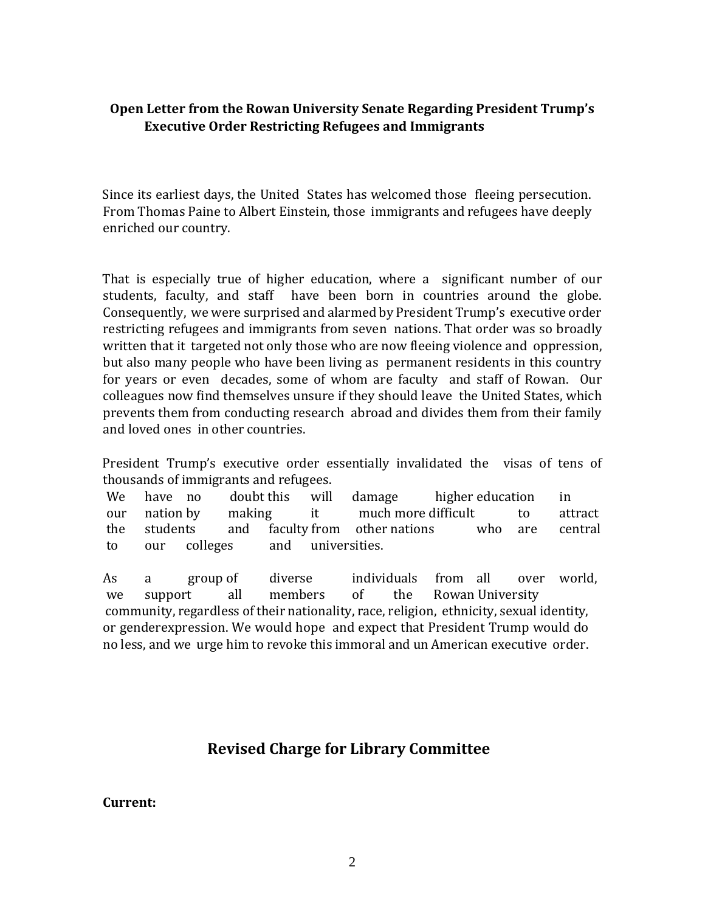**Open Letter from the Rowan University Senate Regarding President Trump's Executive Order Restricting Refugees and Immigrants**

Since its earliest days, the United States has welcomed those fleeing persecution. From Thomas Paine to Albert Einstein, those immigrants and refugees have deeply enriched our country.

That is especially true of higher education, where a significant number of our students, faculty, and staff have been born in countries around the globe. Consequently, we were surprised and alarmed by President Trump's executive order restricting refugees and immigrants from seven nations. That order was so broadly written that it targeted not only those who are now fleeing violence and oppression, but also many people who have been living as permanent residents in this country for years or even decades, some of whom are faculty and staff of Rowan. Our colleagues now find themselves unsure if they should leave the United States, which prevents them from conducting research abroad and divides them from their family and loved ones in other countries.

President Trump's executive order essentially invalidated the visas of tens of thousands of immigrants and refugees.
We have no doubt this will damage higher education in our nation by making it much more difficult to attract the students and faculty from other nations who are central to our colleges and universities.

As a group of diverse individuals from all over world, we support all members of the Rowan University community, regardless of their nationality, race, religion, ethnicity, sexual identity, or genderexpression. We would hope and expect that President Trump would do no less, and we urge him to revoke this immoral and un American executive order.

## Revised Charge for Library Committee

**Current:**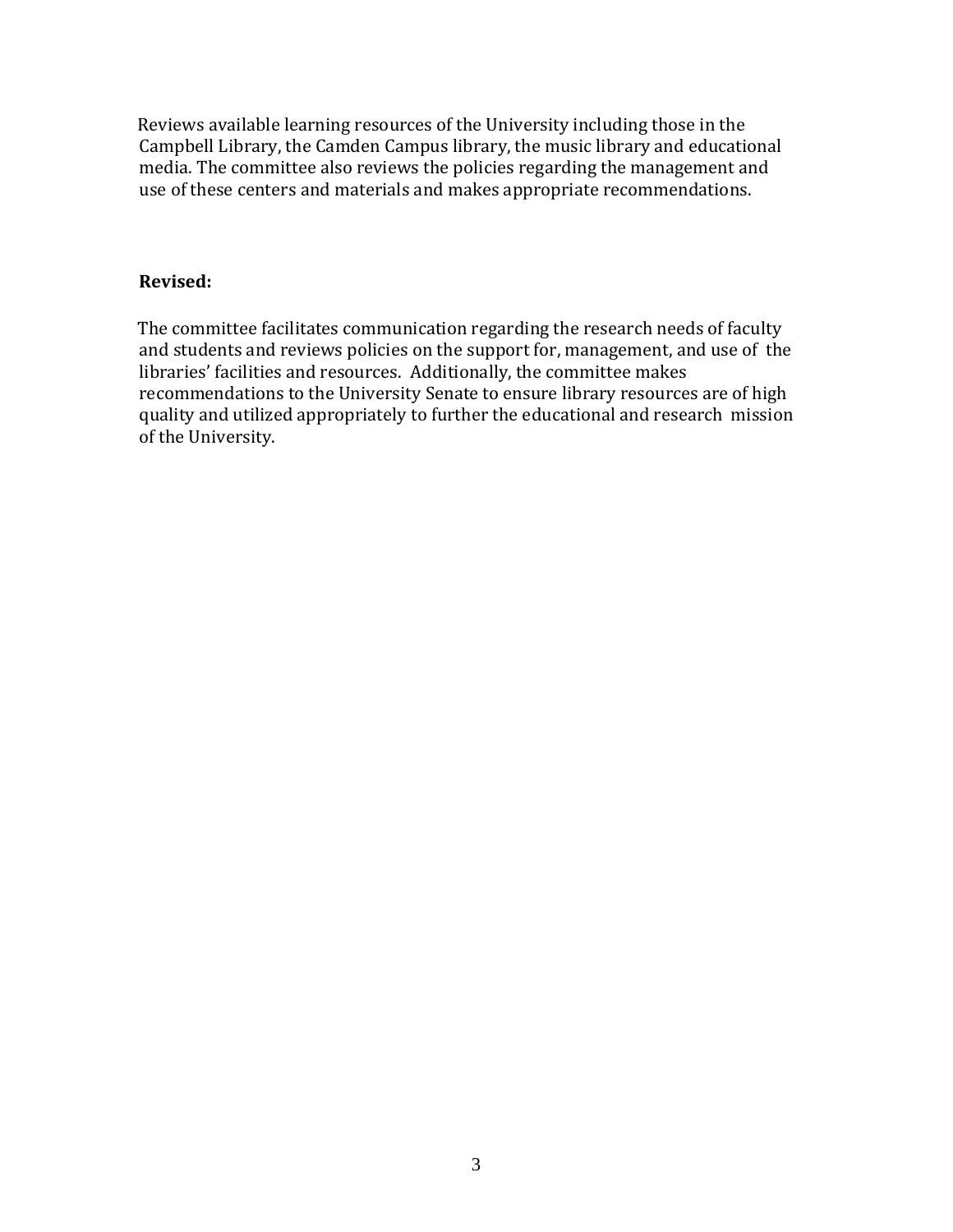Reviews available learning resources of the University including those in the Campbell Library, the Camden Campus library, the music library and educational media. The committee also reviews the policies regarding the management and use of these centers and materials and makes appropriate recommendations.

**Revised:**

The committee facilitates communication regarding the research needs of faculty and students and reviews policies on the support for, management, and use of the libraries' facilities and resources. Additionally, the committee makes recommendations to the University Senate to ensure library resources are of high quality and utilized appropriately to further the educational and research mission of the University.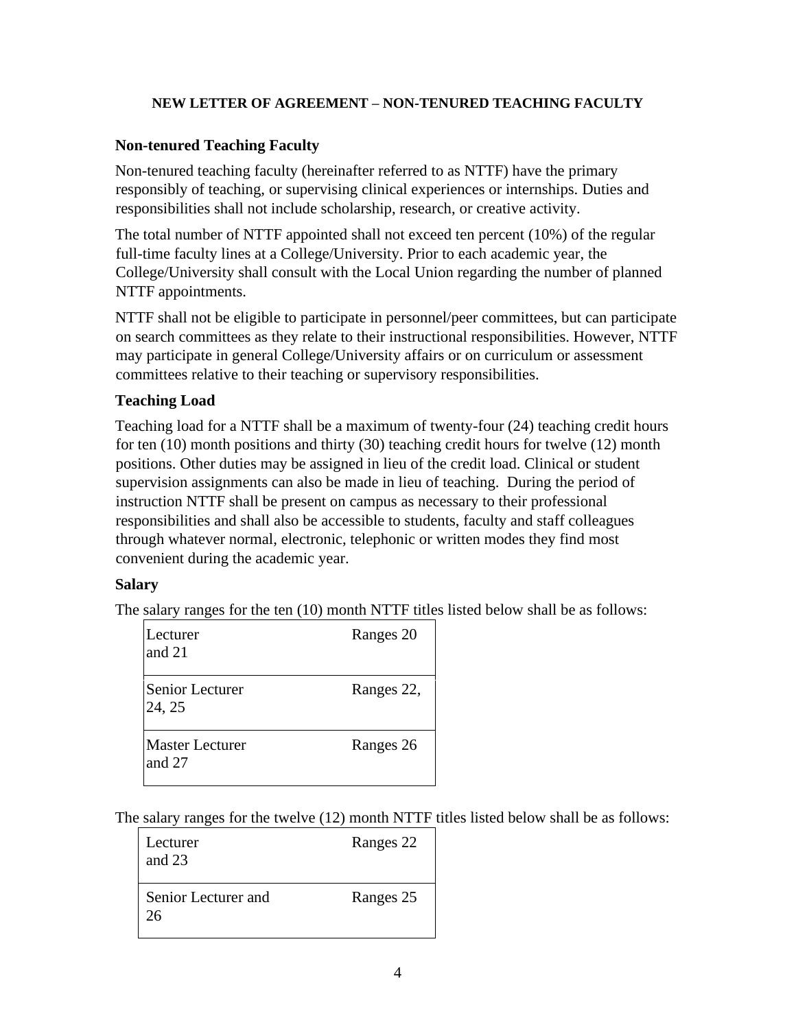**NEW LETTER OF AGREEMENT – NON-TENURED TEACHING FACULTY**

### Non-tenured Teaching Faculty

Non-tenured teaching faculty (hereinafter referred to as NTTF) have the primary responsibly of teaching, or supervising clinical experiences or internships. Duties and responsibilities shall not include scholarship, research, or creative activity.

The total number of NTTF appointed shall not exceed ten percent (10%) of the regular full-time faculty lines at a College/University. Prior to each academic year, the College/University shall consult with the Local Union regarding the number of planned NTTF appointments.

NTTF shall not be eligible to participate in personnel/peer committees, but can participate on search committees as they relate to their instructional responsibilities. However, NTTF may participate in general College/University affairs or on curriculum or assessment committees relative to their teaching or supervisory responsibilities.

### Teaching Load

Teaching load for a NTTF shall be a maximum of twenty-four (24) teaching credit hours for ten (10) month positions and thirty (30) teaching credit hours for twelve (12) month positions. Other duties may be assigned in lieu of the credit load. Clinical or student supervision assignments can also be made in lieu of teaching. During the period of instruction NTTF shall be present on campus as necessary to their professional responsibilities and shall also be accessible to students, faculty and staff colleagues through whatever normal, electronic, telephonic or written modes they find most convenient during the academic year.

### Salary

The salary ranges for the ten (10) month NTTF titles listed below shall be as follows:

| Title | Ranges |
|---|---|
| Lecturer | Ranges 20 and 21 |
| Senior Lecturer | Ranges 22, 24, 25 |
| Master Lecturer | Ranges 26 and 27 |

The salary ranges for the twelve (12) month NTTF titles listed below shall be as follows:

| Title | Ranges |
|---|---|
| Lecturer | Ranges 22 and 23 |
| Senior Lecturer | Ranges 25 and 26 |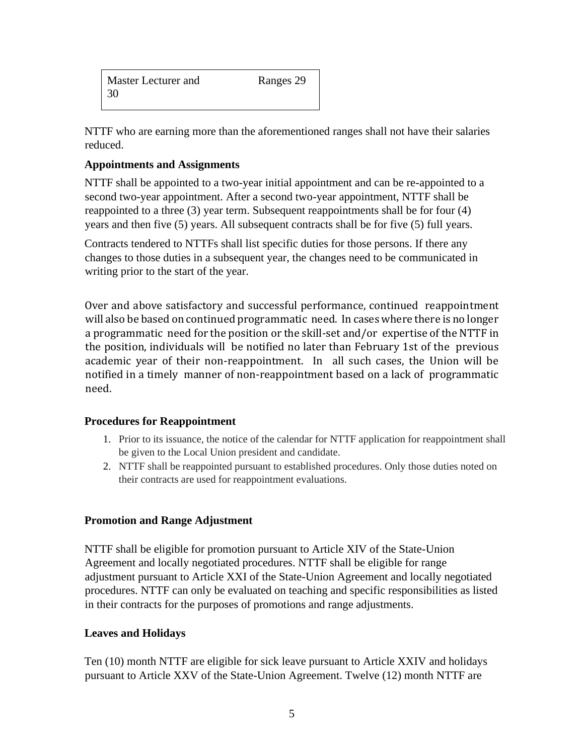| Master Lecturer and 30 | Ranges 29 |
|---|---|

NTTF who are earning more than the aforementioned ranges shall not have their salaries reduced.

**Appointments and Assignments**

NTTF shall be appointed to a two-year initial appointment and can be re-appointed to a second two-year appointment. After a second two-year appointment, NTTF shall be reappointed to a three (3) year term. Subsequent reappointments shall be for four (4) years and then five (5) years. All subsequent contracts shall be for five (5) full years.

Contracts tendered to NTTFs shall list specific duties for those persons. If there any changes to those duties in a subsequent year, the changes need to be communicated in writing prior to the start of the year.

Over and above satisfactory and successful performance, continued reappointment will also be based on continued programmatic need. In cases where there is no longer a programmatic need for the position or the skill-set and/or expertise of the NTTF in the position, individuals will be notified no later than February 1st of the previous academic year of their non-reappointment. In all such cases, the Union will be notified in a timely manner of non-reappointment based on a lack of programmatic need.

**Procedures for Reappointment**

1. Prior to its issuance, the notice of the calendar for NTTF application for reappointment shall be given to the Local Union president and candidate.
2. NTTF shall be reappointed pursuant to established procedures. Only those duties noted on their contracts are used for reappointment evaluations.

**Promotion and Range Adjustment**

NTTF shall be eligible for promotion pursuant to Article XIV of the State-Union Agreement and locally negotiated procedures. NTTF shall be eligible for range adjustment pursuant to Article XXI of the State-Union Agreement and locally negotiated procedures. NTTF can only be evaluated on teaching and specific responsibilities as listed in their contracts for the purposes of promotions and range adjustments.

**Leaves and Holidays**

Ten (10) month NTTF are eligible for sick leave pursuant to Article XXIV and holidays pursuant to Article XXV of the State-Union Agreement. Twelve (12) month NTTF are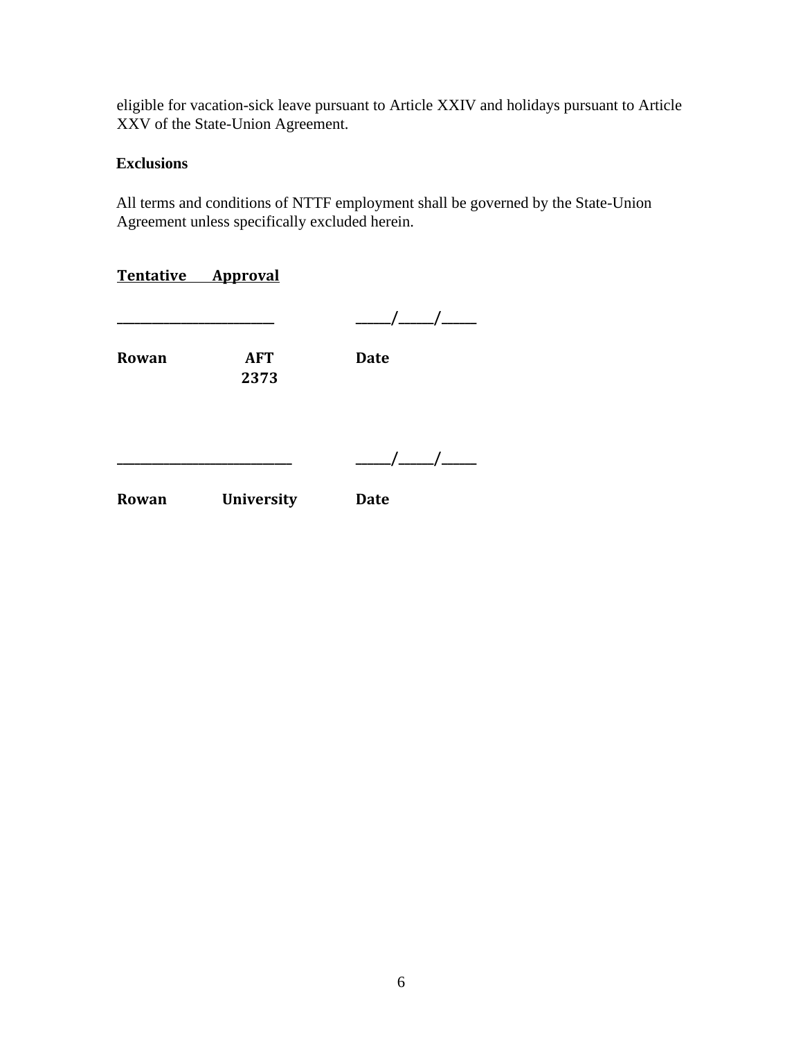eligible for vacation-sick leave pursuant to Article XXIV and holidays pursuant to Article XXV of the State-Union Agreement.

**Exclusions**

All terms and conditions of NTTF employment shall be governed by the State-Union Agreement unless specifically excluded herein.

**Tentative Approval**

________________________ _____/_____/_____

**Rowan AFT 2373** **Date**

__________________________ _____/_____/_____

**Rowan University** **Date**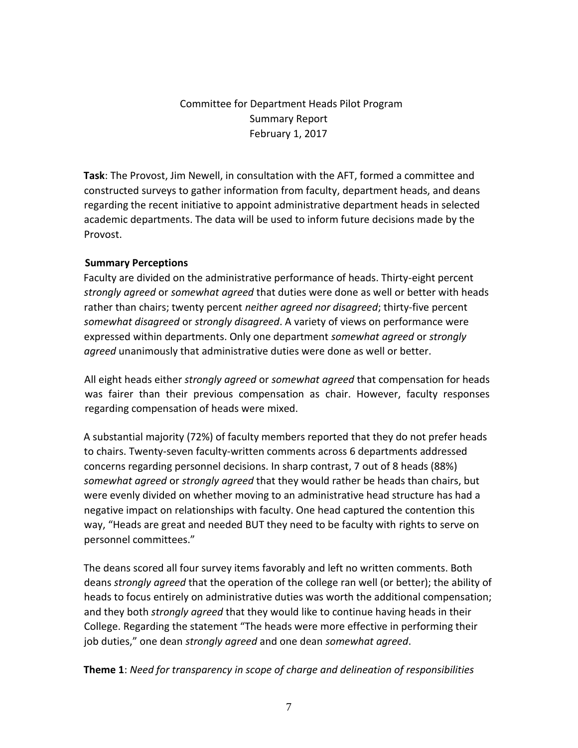Committee for Department Heads Pilot Program
Summary Report
February 1, 2017

**Task**: The Provost, Jim Newell, in consultation with the AFT, formed a committee and constructed surveys to gather information from faculty, department heads, and deans regarding the recent initiative to appoint administrative department heads in selected academic departments. The data will be used to inform future decisions made by the Provost.

**Summary Perceptions**

Faculty are divided on the administrative performance of heads. Thirty-eight percent *strongly agreed* or *somewhat agreed* that duties were done as well or better with heads rather than chairs; twenty percent *neither agreed nor disagreed*; thirty-five percent *somewhat disagreed* or *strongly disagreed*. A variety of views on performance were expressed within departments. Only one department *somewhat agreed* or *strongly agreed* unanimously that administrative duties were done as well or better.

All eight heads either *strongly agreed* or *somewhat agreed* that compensation for heads was fairer than their previous compensation as chair. However, faculty responses regarding compensation of heads were mixed.

A substantial majority (72%) of faculty members reported that they do not prefer heads to chairs. Twenty-seven faculty-written comments across 6 departments addressed concerns regarding personnel decisions. In sharp contrast, 7 out of 8 heads (88%) *somewhat agreed* or *strongly agreed* that they would rather be heads than chairs, but were evenly divided on whether moving to an administrative head structure has had a negative impact on relationships with faculty. One head captured the contention this way, "Heads are great and needed BUT they need to be faculty with rights to serve on personnel committees."

The deans scored all four survey items favorably and left no written comments. Both deans *strongly agreed* that the operation of the college ran well (or better); the ability of heads to focus entirely on administrative duties was worth the additional compensation; and they both *strongly agreed* that they would like to continue having heads in their College. Regarding the statement "The heads were more effective in performing their job duties," one dean *strongly agreed* and one dean *somewhat agreed*.

**Theme 1**: *Need for transparency in scope of charge and delineation of responsibilities*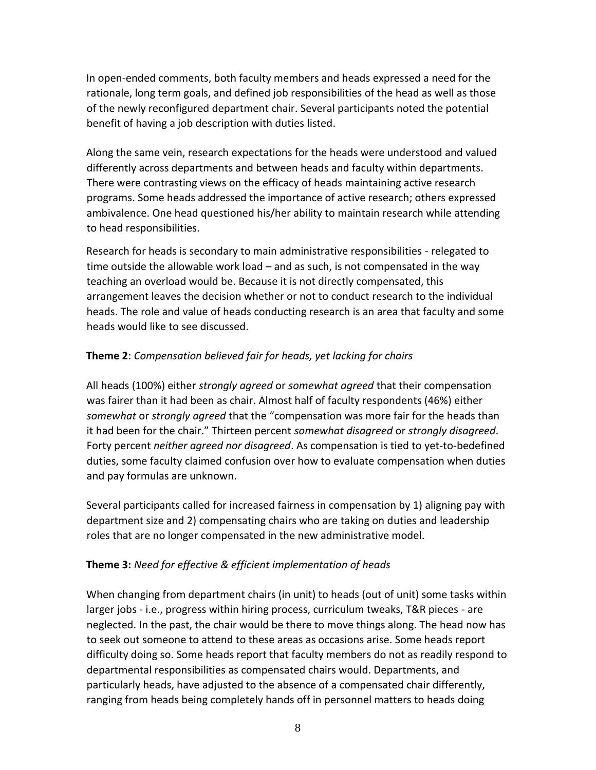In open-ended comments, both faculty members and heads expressed a need for the rationale, long term goals, and defined job responsibilities of the head as well as those of the newly reconfigured department chair. Several participants noted the potential benefit of having a job description with duties listed.

Along the same vein, research expectations for the heads were understood and valued differently across departments and between heads and faculty within departments. There were contrasting views on the efficacy of heads maintaining active research programs. Some heads addressed the importance of active research; others expressed ambivalence. One head questioned his/her ability to maintain research while attending to head responsibilities.

Research for heads is secondary to main administrative responsibilities - relegated to time outside the allowable work load – and as such, is not compensated in the way teaching an overload would be. Because it is not directly compensated, this arrangement leaves the decision whether or not to conduct research to the individual heads. The role and value of heads conducting research is an area that faculty and some heads would like to see discussed.

**Theme 2**: *Compensation believed fair for heads, yet lacking for chairs*

All heads (100%) either *strongly agreed* or *somewhat agreed* that their compensation was fairer than it had been as chair. Almost half of faculty respondents (46%) either *somewhat* or *strongly agreed* that the "compensation was more fair for the heads than it had been for the chair." Thirteen percent *somewhat disagreed* or *strongly disagreed*. Forty percent *neither agreed nor disagreed*. As compensation is tied to yet-to-bedefined duties, some faculty claimed confusion over how to evaluate compensation when duties and pay formulas are unknown.

Several participants called for increased fairness in compensation by 1) aligning pay with department size and 2) compensating chairs who are taking on duties and leadership roles that are no longer compensated in the new administrative model.

**Theme 3:** *Need for effective & efficient implementation of heads*

When changing from department chairs (in unit) to heads (out of unit) some tasks within larger jobs - i.e., progress within hiring process, curriculum tweaks, T&R pieces - are neglected. In the past, the chair would be there to move things along. The head now has to seek out someone to attend to these areas as occasions arise. Some heads report difficulty doing so. Some heads report that faculty members do not as readily respond to departmental responsibilities as compensated chairs would. Departments, and particularly heads, have adjusted to the absence of a compensated chair differently, ranging from heads being completely hands off in personnel matters to heads doing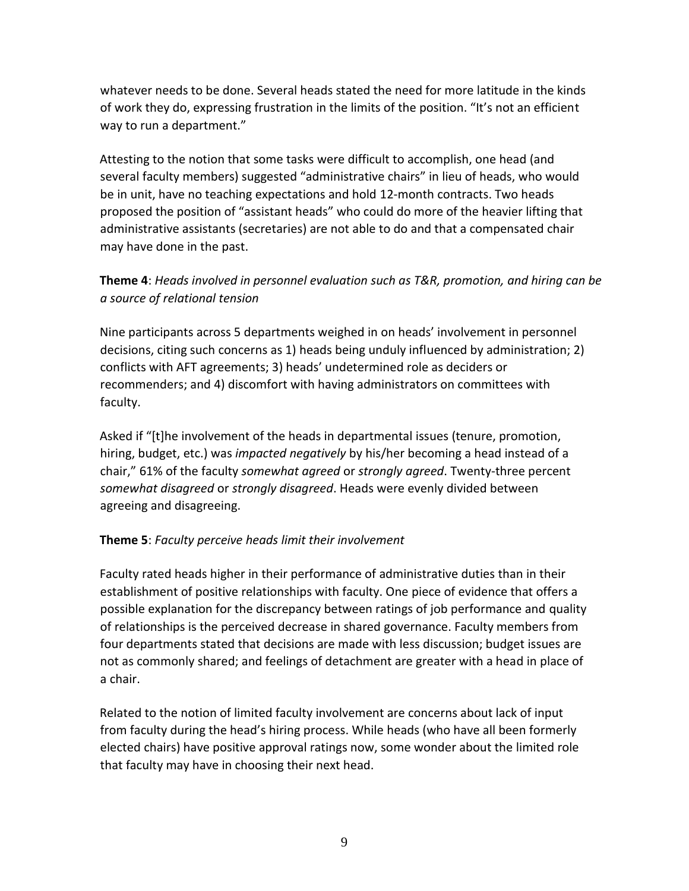whatever needs to be done. Several heads stated the need for more latitude in the kinds of work they do, expressing frustration in the limits of the position. "It's not an efficient way to run a department."

Attesting to the notion that some tasks were difficult to accomplish, one head (and several faculty members) suggested "administrative chairs" in lieu of heads, who would be in unit, have no teaching expectations and hold 12-month contracts. Two heads proposed the position of "assistant heads" who could do more of the heavier lifting that administrative assistants (secretaries) are not able to do and that a compensated chair may have done in the past.

**Theme 4**: *Heads involved in personnel evaluation such as T&R, promotion, and hiring can be a source of relational tension*

Nine participants across 5 departments weighed in on heads' involvement in personnel decisions, citing such concerns as 1) heads being unduly influenced by administration; 2) conflicts with AFT agreements; 3) heads' undetermined role as deciders or recommenders; and 4) discomfort with having administrators on committees with faculty.

Asked if "[t]he involvement of the heads in departmental issues (tenure, promotion, hiring, budget, etc.) was *impacted negatively* by his/her becoming a head instead of a chair," 61% of the faculty *somewhat agreed* or *strongly agreed*. Twenty-three percent *somewhat disagreed* or *strongly disagreed*. Heads were evenly divided between agreeing and disagreeing.

**Theme 5**: *Faculty perceive heads limit their involvement*

Faculty rated heads higher in their performance of administrative duties than in their establishment of positive relationships with faculty. One piece of evidence that offers a possible explanation for the discrepancy between ratings of job performance and quality of relationships is the perceived decrease in shared governance. Faculty members from four departments stated that decisions are made with less discussion; budget issues are not as commonly shared; and feelings of detachment are greater with a head in place of a chair.

Related to the notion of limited faculty involvement are concerns about lack of input from faculty during the head's hiring process. While heads (who have all been formerly elected chairs) have positive approval ratings now, some wonder about the limited role that faculty may have in choosing their next head.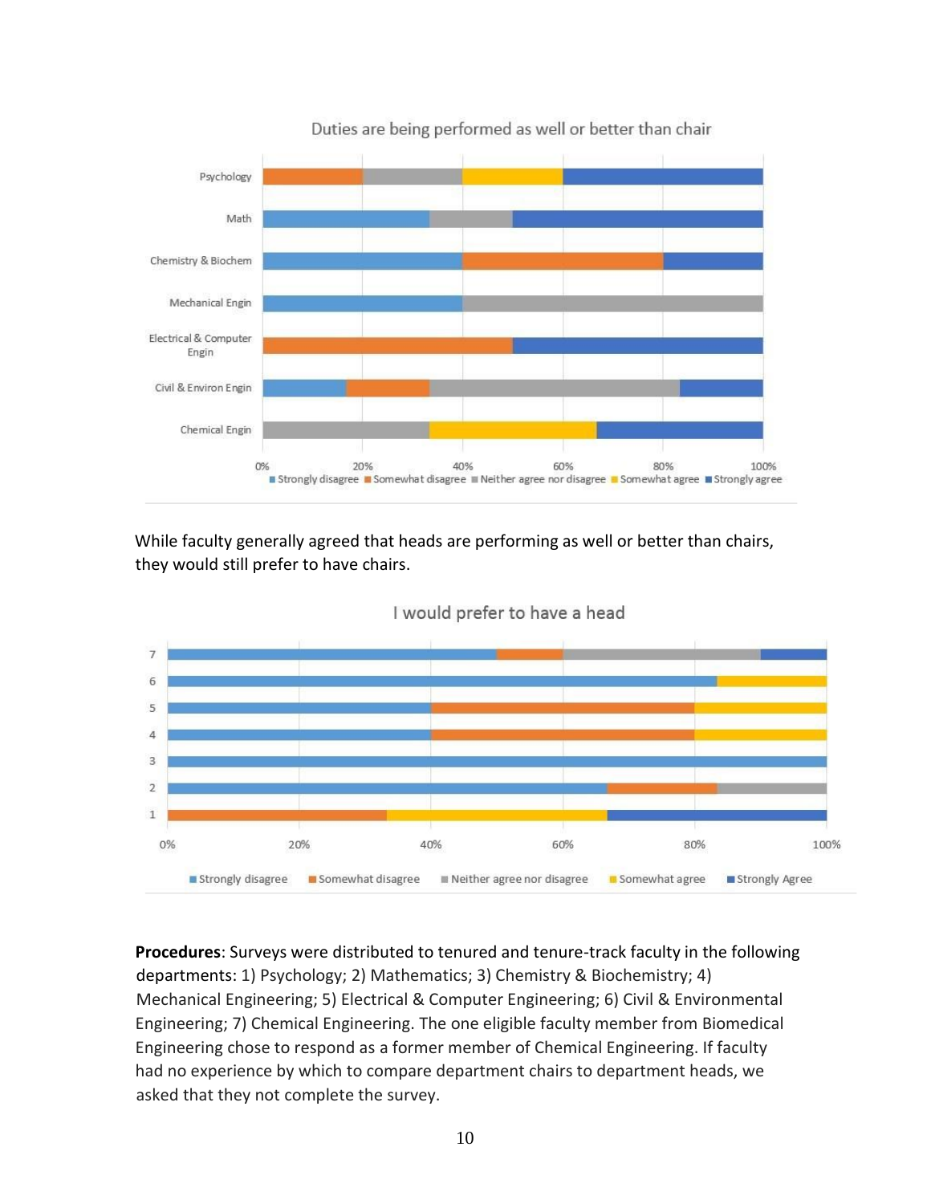Duties are being performed as well or better than chair

While faculty generally agreed that heads are performing as well or better than chairs, they would still prefer to have chairs.

I would prefer to have a head

**Procedures**: Surveys were distributed to tenured and tenure-track faculty in the following departments: 1) Psychology; 2) Mathematics; 3) Chemistry & Biochemistry; 4) Mechanical Engineering; 5) Electrical & Computer Engineering; 6) Civil & Environmental Engineering; 7) Chemical Engineering. The one eligible faculty member from Biomedical Engineering chose to respond as a former member of Chemical Engineering. If faculty had no experience by which to compare department chairs to department heads, we asked that they not complete the survey.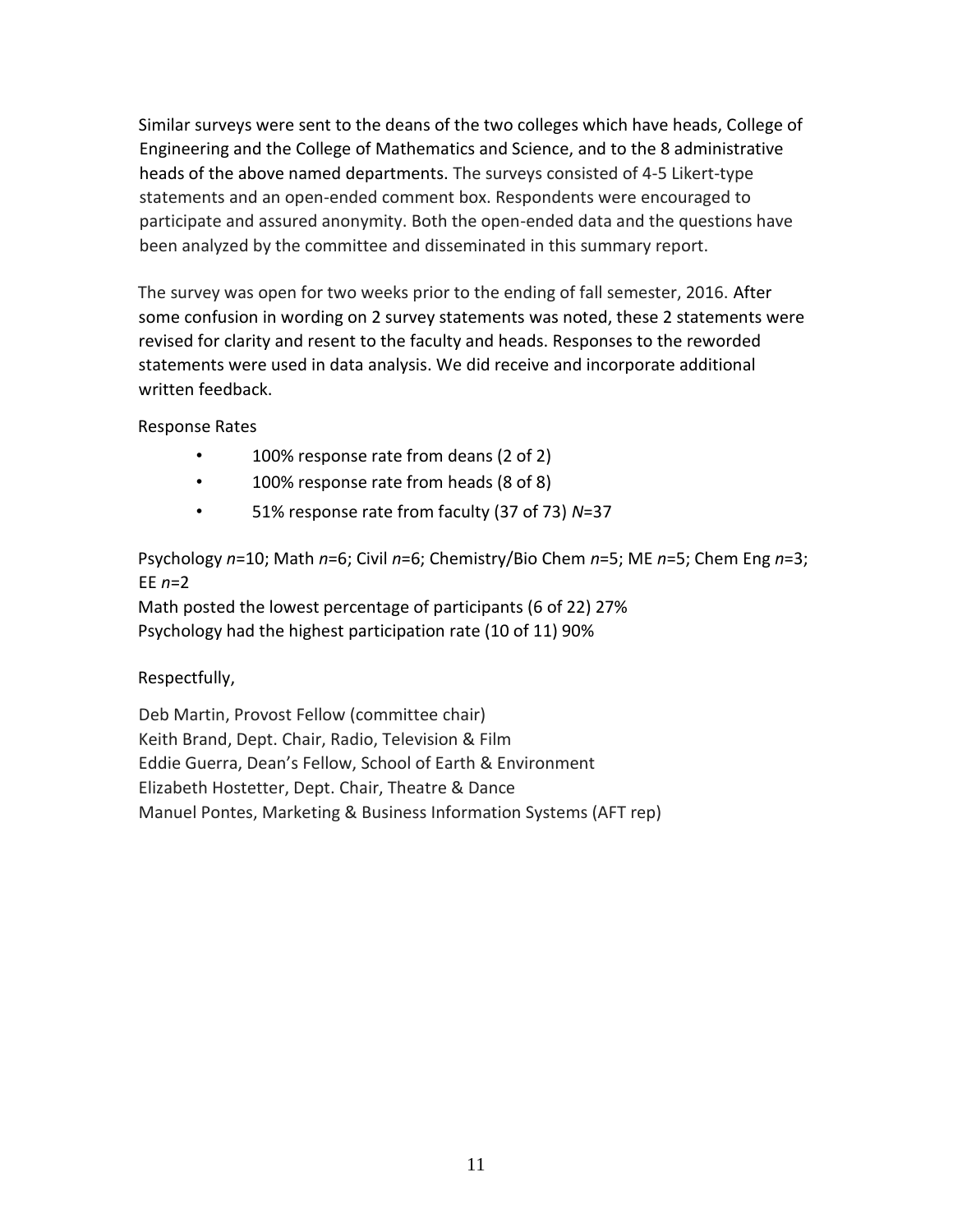Similar surveys were sent to the deans of the two colleges which have heads, College of Engineering and the College of Mathematics and Science, and to the 8 administrative heads of the above named departments. The surveys consisted of 4-5 Likert-type statements and an open-ended comment box. Respondents were encouraged to participate and assured anonymity. Both the open-ended data and the questions have been analyzed by the committee and disseminated in this summary report.

The survey was open for two weeks prior to the ending of fall semester, 2016. After some confusion in wording on 2 survey statements was noted, these 2 statements were revised for clarity and resent to the faculty and heads. Responses to the reworded statements were used in data analysis. We did receive and incorporate additional written feedback.

Response Rates

- 100% response rate from deans (2 of 2)
- 100% response rate from heads (8 of 8)
- 51% response rate from faculty (37 of 73) *N*=37

Psychology *n*=10; Math *n*=6; Civil *n*=6; Chemistry/Bio Chem *n*=5; ME *n*=5; Chem Eng *n*=3; EE *n*=2
Math posted the lowest percentage of participants (6 of 22) 27%
Psychology had the highest participation rate (10 of 11) 90%

Respectfully,

Deb Martin, Provost Fellow (committee chair)
Keith Brand, Dept. Chair, Radio, Television & Film
Eddie Guerra, Dean's Fellow, School of Earth & Environment
Elizabeth Hostetter, Dept. Chair, Theatre & Dance
Manuel Pontes, Marketing & Business Information Systems (AFT rep)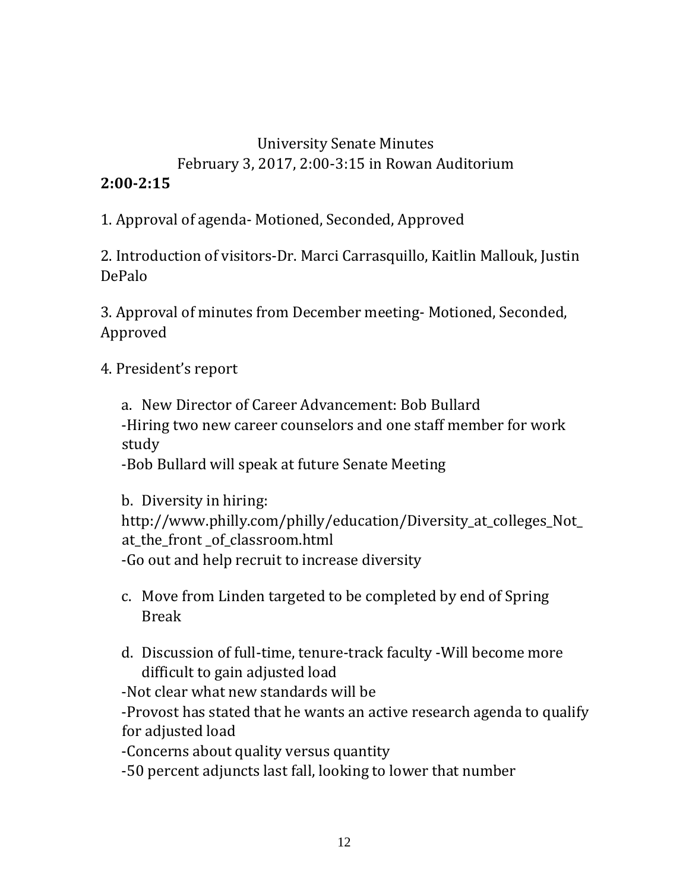University Senate Minutes

February 3, 2017, 2:00-3:15 in Rowan Auditorium

**2:00-2:15**

1. Approval of agenda- Motioned, Seconded, Approved

2. Introduction of visitors-Dr. Marci Carrasquillo, Kaitlin Mallouk, Justin DePalo

3. Approval of minutes from December meeting- Motioned, Seconded, Approved

4. President's report

   a. New Director of Career Advancement: Bob Bullard
   -Hiring two new career counselors and one staff member for work study
   -Bob Bullard will speak at future Senate Meeting

   b. Diversity in hiring:
   http://www.philly.com/philly/education/Diversity_at_colleges_Not_at_the_front _of_classroom.html
   -Go out and help recruit to increase diversity

   c. Move from Linden targeted to be completed by end of Spring Break

   d. Discussion of full-time, tenure-track faculty -Will become more difficult to gain adjusted load
   -Not clear what new standards will be
   -Provost has stated that he wants an active research agenda to qualify for adjusted load
   -Concerns about quality versus quantity
   -50 percent adjuncts last fall, looking to lower that number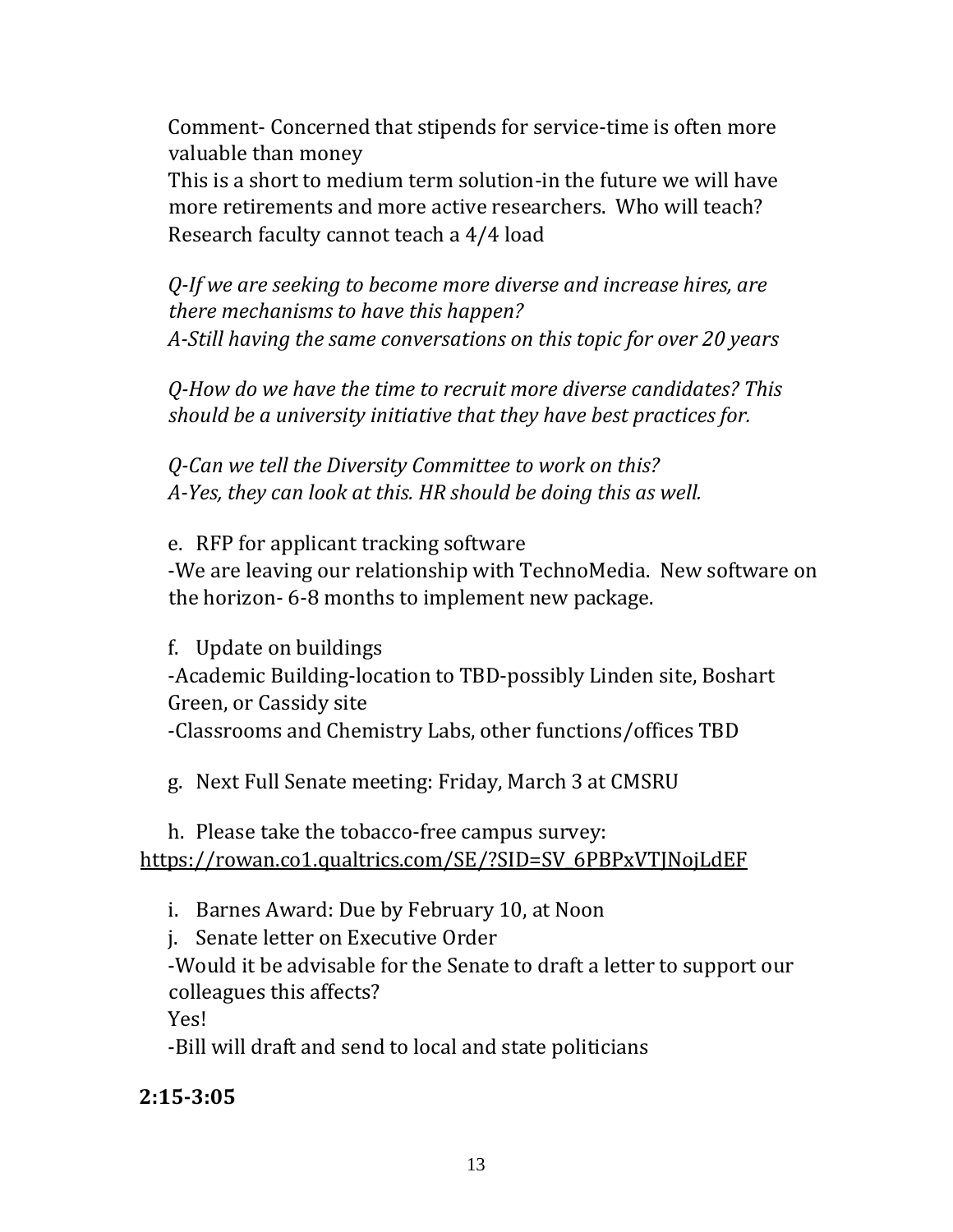Comment- Concerned that stipends for service-time is often more valuable than money
This is a short to medium term solution-in the future we will have more retirements and more active researchers. Who will teach? Research faculty cannot teach a 4/4 load

*Q-If we are seeking to become more diverse and increase hires, are there mechanisms to have this happen?*
*A-Still having the same conversations on this topic for over 20 years*

*Q-How do we have the time to recruit more diverse candidates? This should be a university initiative that they have best practices for.*

*Q-Can we tell the Diversity Committee to work on this?*
*A-Yes, they can look at this. HR should be doing this as well.*

e. RFP for applicant tracking software
-We are leaving our relationship with TechnoMedia. New software on the horizon- 6-8 months to implement new package.

f. Update on buildings
-Academic Building-location to TBD-possibly Linden site, Boshart Green, or Cassidy site
-Classrooms and Chemistry Labs, other functions/offices TBD

g. Next Full Senate meeting: Friday, March 3 at CMSRU

h. Please take the tobacco-free campus survey: https://rowan.co1.qualtrics.com/SE/?SID=SV_6PBPxVTJNojLdEF

i. Barnes Award: Due by February 10, at Noon

j. Senate letter on Executive Order
-Would it be advisable for the Senate to draft a letter to support our colleagues this affects?
Yes!
-Bill will draft and send to local and state politicians

**2:15-3:05**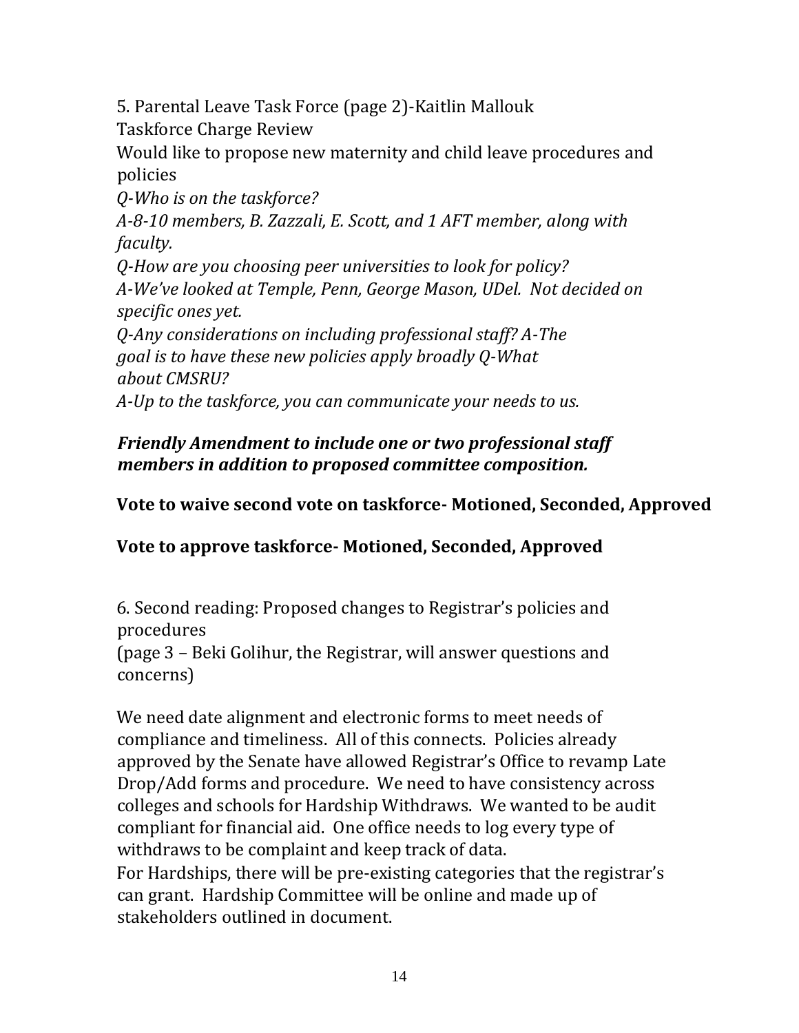5. Parental Leave Task Force (page 2)-Kaitlin Mallouk

Taskforce Charge Review

Would like to propose new maternity and child leave procedures and policies

*Q-Who is on the taskforce?*

*A-8-10 members, B. Zazzali, E. Scott, and 1 AFT member, along with faculty.*

*Q-How are you choosing peer universities to look for policy?*

*A-We've looked at Temple, Penn, George Mason, UDel. Not decided on specific ones yet.*

*Q-Any considerations on including professional staff? A-The goal is to have these new policies apply broadly Q-What about CMSRU?*

*A-Up to the taskforce, you can communicate your needs to us.*

***Friendly Amendment to include one or two professional staff members in addition to proposed committee composition.***

**Vote to waive second vote on taskforce- Motioned, Seconded, Approved**

**Vote to approve taskforce- Motioned, Seconded, Approved**

6. Second reading: Proposed changes to Registrar's policies and procedures

(page 3 – Beki Golihur, the Registrar, will answer questions and concerns)

We need date alignment and electronic forms to meet needs of compliance and timeliness. All of this connects. Policies already approved by the Senate have allowed Registrar's Office to revamp Late Drop/Add forms and procedure. We need to have consistency across colleges and schools for Hardship Withdraws. We wanted to be audit compliant for financial aid. One office needs to log every type of withdraws to be complaint and keep track of data.

For Hardships, there will be pre-existing categories that the registrar's can grant. Hardship Committee will be online and made up of stakeholders outlined in document.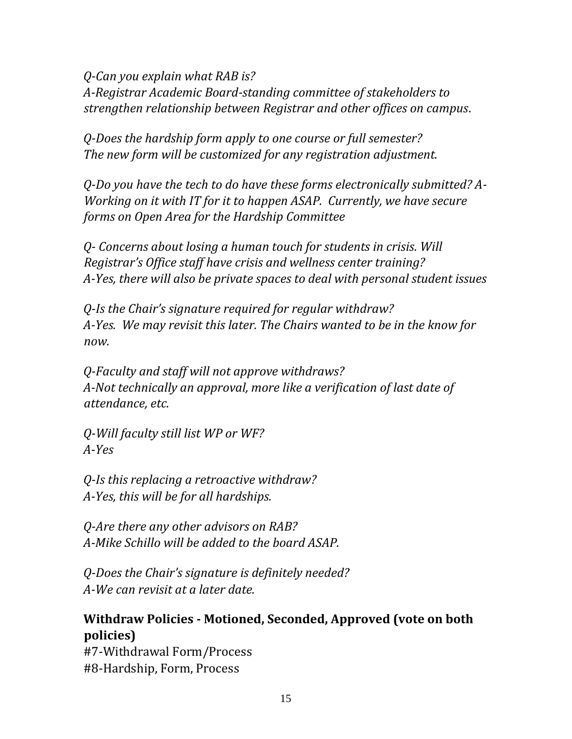*Q-Can you explain what RAB is?*
*A-Registrar Academic Board-standing committee of stakeholders to strengthen relationship between Registrar and other offices on campus*.

*Q-Does the hardship form apply to one course or full semester?*
*The new form will be customized for any registration adjustment.*

*Q-Do you have the tech to do have these forms electronically submitted? A-Working on it with IT for it to happen ASAP. Currently, we have secure forms on Open Area for the Hardship Committee*

*Q- Concerns about losing a human touch for students in crisis. Will Registrar's Office staff have crisis and wellness center training?*
*A-Yes, there will also be private spaces to deal with personal student issues*

*Q-Is the Chair's signature required for regular withdraw?*
*A-Yes. We may revisit this later. The Chairs wanted to be in the know for now.*

*Q-Faculty and staff will not approve withdraws?*
*A-Not technically an approval, more like a verification of last date of attendance, etc.*

*Q-Will faculty still list WP or WF?*
*A-Yes*

*Q-Is this replacing a retroactive withdraw?*
*A-Yes, this will be for all hardships.*

*Q-Are there any other advisors on RAB?*
*A-Mike Schillo will be added to the board ASAP.*

*Q-Does the Chair's signature is definitely needed?*
*A-We can revisit at a later date.*

**Withdraw Policies - Motioned, Seconded, Approved (vote on both policies)**
#7-Withdrawal Form/Process
#8-Hardship, Form, Process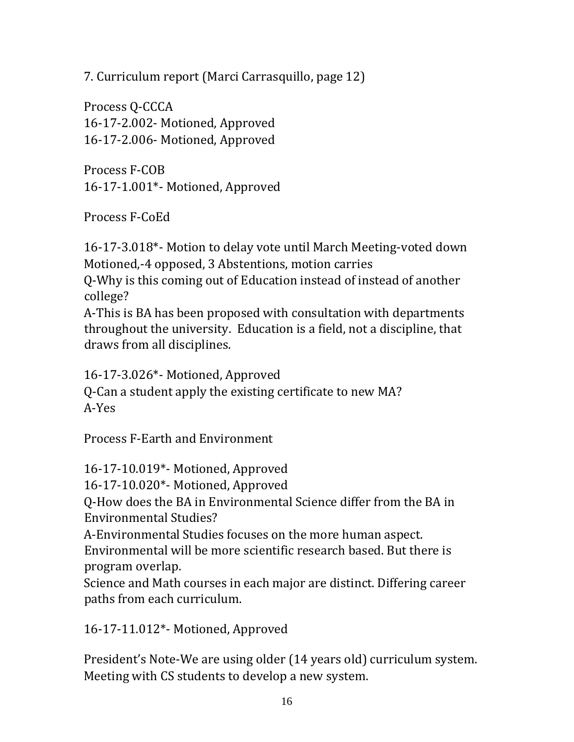7. Curriculum report (Marci Carrasquillo, page 12)

Process Q-CCCA
16-17-2.002- Motioned, Approved
16-17-2.006- Motioned, Approved

Process F-COB
16-17-1.001*- Motioned, Approved

Process F-CoEd

16-17-3.018*- Motion to delay vote until March Meeting-voted down
Motioned,-4 opposed, 3 Abstentions, motion carries
Q-Why is this coming out of Education instead of instead of another college?
A-This is BA has been proposed with consultation with departments throughout the university. Education is a field, not a discipline, that draws from all disciplines.

16-17-3.026*- Motioned, Approved
Q-Can a student apply the existing certificate to new MA?
A-Yes

Process F-Earth and Environment

16-17-10.019*- Motioned, Approved
16-17-10.020*- Motioned, Approved
Q-How does the BA in Environmental Science differ from the BA in Environmental Studies?
A-Environmental Studies focuses on the more human aspect. Environmental will be more scientific research based. But there is program overlap.
Science and Math courses in each major are distinct. Differing career paths from each curriculum.

16-17-11.012*- Motioned, Approved

President's Note-We are using older (14 years old) curriculum system. Meeting with CS students to develop a new system.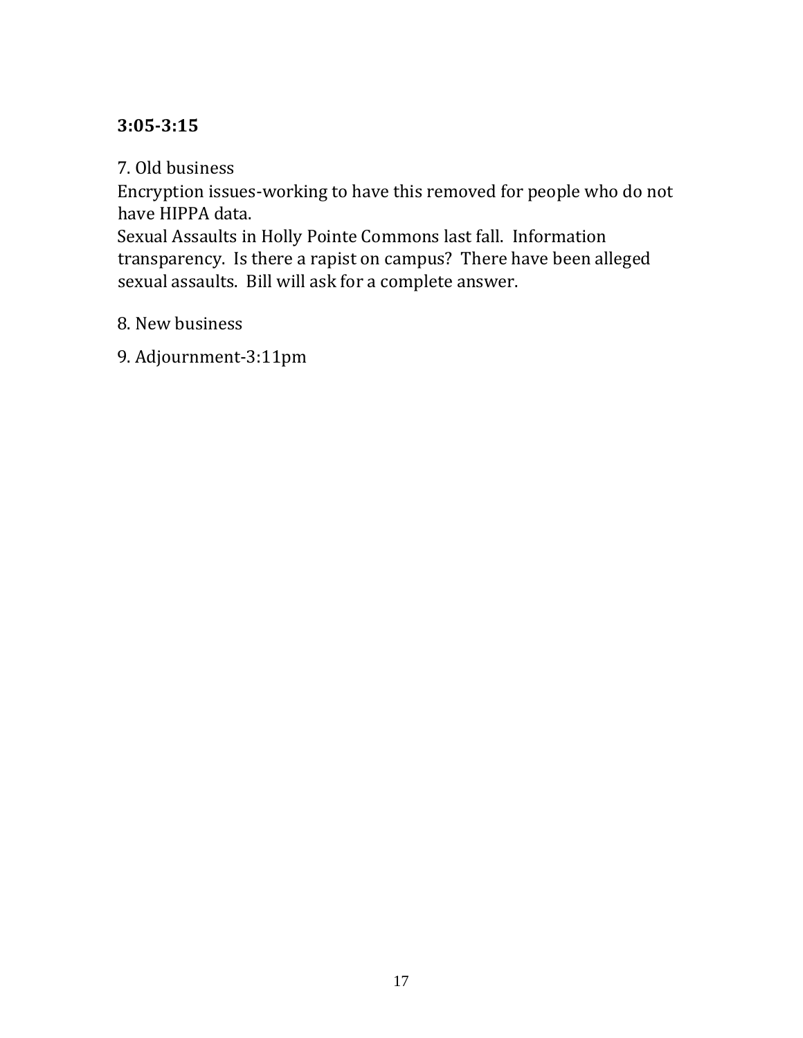**3:05-3:15**

7. Old business

Encryption issues-working to have this removed for people who do not have HIPPA data.

Sexual Assaults in Holly Pointe Commons last fall. Information transparency. Is there a rapist on campus? There have been alleged sexual assaults. Bill will ask for a complete answer.

8. New business

9. Adjournment-3:11pm